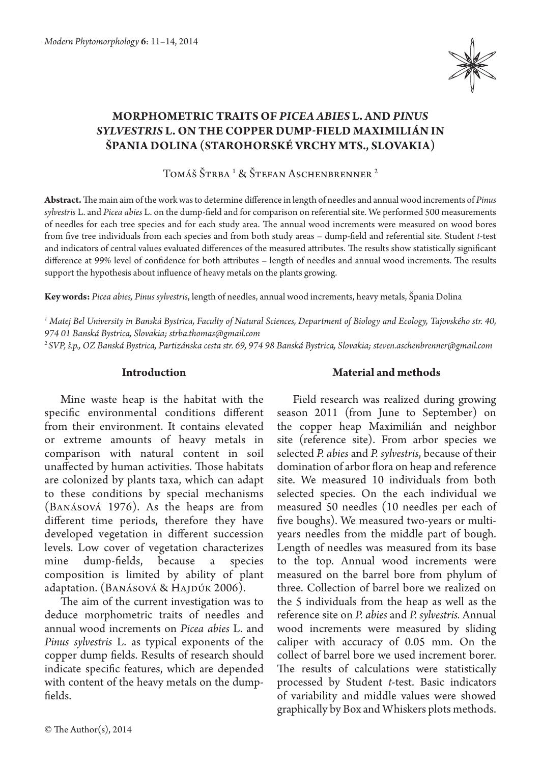# MORPHOMETRIC TRAITS OF *PICEA ABIES* L. AND *PINUS SYLVESTRIS* L. ON THE COPPER DUMP-FIELD MAXIMILIÁN IN ŠPANIA DOLINA (STAROHORSKÉ VRCHY MTS., SLOVAKIA)

Tomáš Štrba [1] & Štefan Aschenbrenner [2]

**Abstract.** The main aim of the work was to determine difference in length of needles and annual wood increments of *Pinus sylvestris* L. and *Picea abies* L. on the dump-field and for comparison on referential site. We performed 500 measurements of needles for each tree species and for each study area. The annual wood increments were measured on wood bores from five tree individuals from each species and from both study areas – dump-field and referential site. Student *t*-test and indicators of central values evaluated differences of the measured attributes. The results show statistically significant difference at 99% level of confidence for both attributes – length of needles and annual wood increments. The results support the hypothesis about influence of heavy metals on the plants growing.

**Key words:** *Picea abies, Pinus sylvestris*, length of needles, annual wood increments, heavy metals, Špania Dolina

[1] *Matej Bel University in Banská Bystrica, Faculty of Natural Sciences, Department of Biology and Ecology, Tajovského str. 40, 974 01 Banská Bystrica, Slovakia; strba.thomas@gmail.com*

[2] *SVP, š.p., OZ Banská Bystrica, Partizánska cesta str. 69, 974 98 Banská Bystrica, Slovakia; steven.aschenbrenner@gmail.com*

## Introduction

Mine waste heap is the habitat with the specific environmental conditions different from their environment. It contains elevated or extreme amounts of heavy metals in comparison with natural content in soil unaffected by human activities. Those habitats are colonized by plants taxa, which can adapt to these conditions by special mechanisms (Banásová 1976). As the heaps are from different time periods, therefore they have developed vegetation in different succession levels. Low cover of vegetation characterizes mine dump-fields, because a species composition is limited by ability of plant adaptation. (Banásová & Hajdúk 2006).

The aim of the current investigation was to deduce morphometric traits of needles and annual wood increments on *Picea abies* L. and *Pinus sylvestris* L. as typical exponents of the copper dump fields. Results of research should indicate specific features, which are depended with content of the heavy metals on the dump-fields.

## Material and methods

Field research was realized during growing season 2011 (from June to September) on the copper heap Maximilián and neighbor site (reference site). From arbor species we selected *P. abies* and *P. sylvestris*, because of their domination of arbor flora on heap and reference site. We measured 10 individuals from both selected species. On the each individual we measured 50 needles (10 needles per each of five boughs). We measured two-years or multi-years needles from the middle part of bough. Length of needles was measured from its base to the top. Annual wood increments were measured on the barrel bore from phylum of three. Collection of barrel bore we realized on the 5 individuals from the heap as well as the reference site on *P. abies* and *P. sylvestris*. Annual wood increments were measured by sliding caliper with accuracy of 0.05 mm. On the collect of barrel bore we used increment borer. The results of calculations were statistically processed by Student *t*-test. Basic indicators of variability and middle values were showed graphically by Box and Whiskers plots methods.

© The Author(s), 2014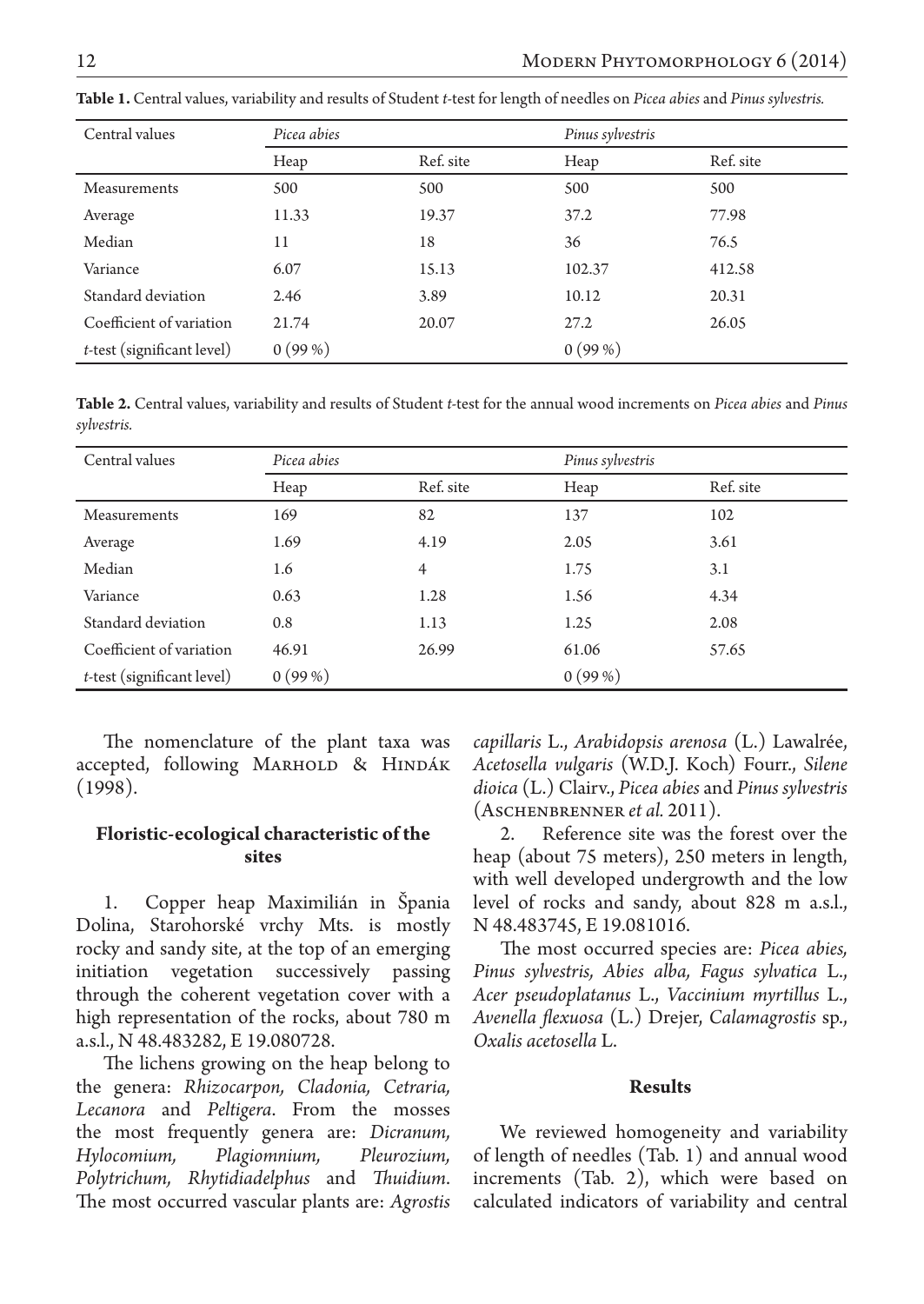**Table 1.** Central values, variability and results of Student *t*-test for length of needles on *Picea abies* and *Pinus sylvestris.*

| Central values | *Picea abies* | | *Pinus sylvestris* | |
|---|---|---|---|---|
| | Heap | Ref. site | Heap | Ref. site |
| Measurements | 500 | 500 | 500 | 500 |
| Average | 11.33 | 19.37 | 37.2 | 77.98 |
| Median | 11 | 18 | 36 | 76.5 |
| Variance | 6.07 | 15.13 | 102.37 | 412.58 |
| Standard deviation | 2.46 | 3.89 | 10.12 | 20.31 |
| Coefficient of variation | 21.74 | 20.07 | 27.2 | 26.05 |
| *t*-test (significant level) | 0 (99 %) | | 0 (99 %) | |

**Table 2.** Central values, variability and results of Student *t*-test for the annual wood increments on *Picea abies* and *Pinus sylvestris.*

| Central values | *Picea abies* | | *Pinus sylvestris* | |
|---|---|---|---|---|
| | Heap | Ref. site | Heap | Ref. site |
| Measurements | 169 | 82 | 137 | 102 |
| Average | 1.69 | 4.19 | 2.05 | 3.61 |
| Median | 1.6 | 4 | 1.75 | 3.1 |
| Variance | 0.63 | 1.28 | 1.56 | 4.34 |
| Standard deviation | 0.8 | 1.13 | 1.25 | 2.08 |
| Coefficient of variation | 46.91 | 26.99 | 61.06 | 57.65 |
| *t*-test (significant level) | 0 (99 %) | | 0 (99 %) | |

The nomenclature of the plant taxa was accepted, following Marhold & Hindák (1998).

## Floristic-ecological characteristic of the sites

1. Copper heap Maximilián in Špania Dolina, Starohorské vrchy Mts. is mostly rocky and sandy site, at the top of an emerging initiation vegetation successively passing through the coherent vegetation cover with a high representation of the rocks, about 780 m a.s.l., N 48.483282, E 19.080728.

The lichens growing on the heap belong to the genera: *Rhizocarpon, Cladonia, Cetraria, Lecanora* and *Peltigera*. From the mosses the most frequently genera are: *Dicranum, Hylocomium, Plagiomnium, Pleurozium, Polytrichum, Rhytidiadelphus* and *Thuidium*. The most occurred vascular plants are: *Agrostis capillaris* L., *Arabidopsis arenosa* (L.) Lawalrée, *Acetosella vulgaris* (W.D.J. Koch) Fourr., *Silene dioica* (L.) Clairv., *Picea abies* and *Pinus sylvestris* (Aschenbrenner *et al.* 2011).

2. Reference site was the forest over the heap (about 75 meters), 250 meters in length, with well developed undergrowth and the low level of rocks and sandy, about 828 m a.s.l., N 48.483745, E 19.081016.

The most occurred species are: *Picea abies, Pinus sylvestris, Abies alba, Fagus sylvatica* L., *Acer pseudoplatanus* L., *Vaccinium myrtillus* L., *Avenella flexuosa* (L.) Drejer, *Calamagrostis* sp., *Oxalis acetosella* L.

## Results

We reviewed homogeneity and variability of length of needles (Tab. 1) and annual wood increments (Tab. 2), which were based on calculated indicators of variability and central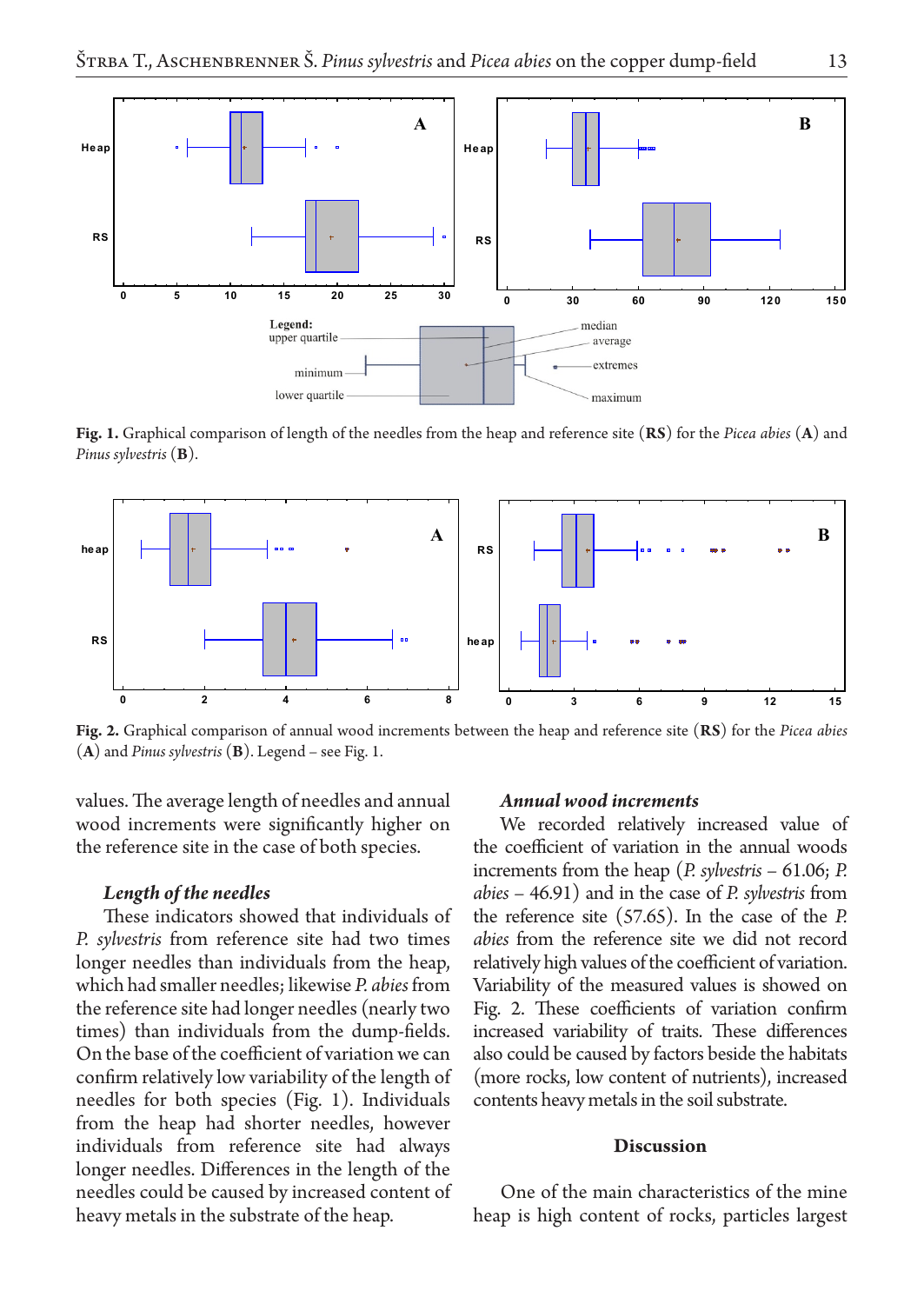**Fig. 1.** Graphical comparison of length of the needles from the heap and reference site (**RS**) for the *Picea abies* (**A**) and *Pinus sylvestris* (**B**).

**Fig. 2.** Graphical comparison of annual wood increments between the heap and reference site (**RS**) for the *Picea abies* (**A**) and *Pinus sylvestris* (**B**). Legend – see Fig. 1.

values. The average length of needles and annual wood increments were significantly higher on the reference site in the case of both species.

### *Length of the needles*

These indicators showed that individuals of *P. sylvestris* from reference site had two times longer needles than individuals from the heap, which had smaller needles; likewise *P. abies* from the reference site had longer needles (nearly two times) than individuals from the dump-fields. On the base of the coefficient of variation we can confirm relatively low variability of the length of needles for both species (Fig. 1). Individuals from the heap had shorter needles, however individuals from reference site had always longer needles. Differences in the length of the needles could be caused by increased content of heavy metals in the substrate of the heap.

### *Annual wood increments*

We recorded relatively increased value of the coefficient of variation in the annual woods increments from the heap (*P. sylvestris* – 61.06; *P. abies* – 46.91) and in the case of *P. sylvestris* from the reference site (57.65). In the case of the *P. abies* from the reference site we did not record relatively high values of the coefficient of variation. Variability of the measured values is showed on Fig. 2. These coefficients of variation confirm increased variability of traits. These differences also could be caused by factors beside the habitats (more rocks, low content of nutrients), increased contents heavy metals in the soil substrate.

## Discussion

One of the main characteristics of the mine heap is high content of rocks, particles largest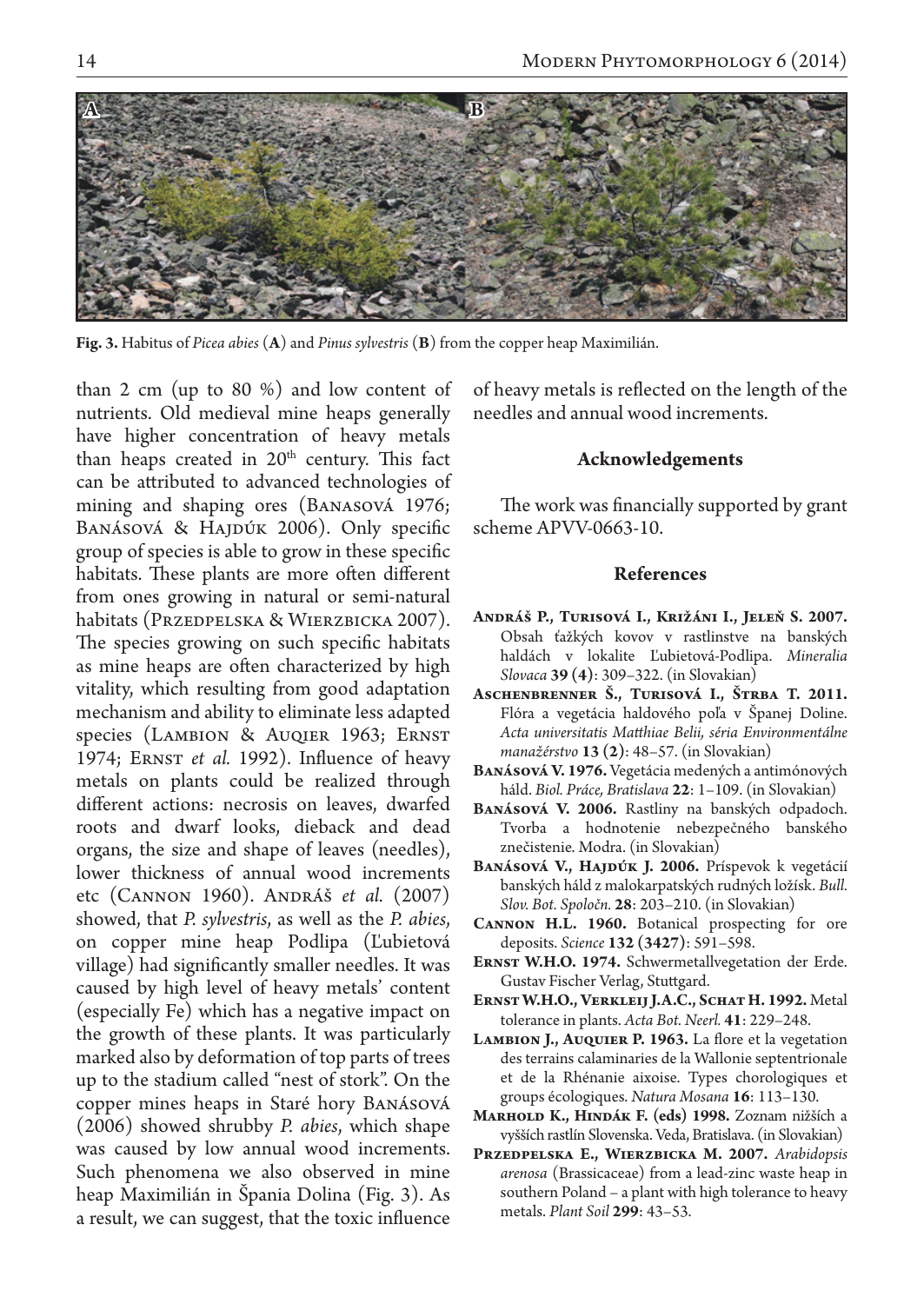**Fig. 3.** Habitus of *Picea abies* (**A**) and *Pinus sylvestris* (**B**) from the copper heap Maximilián.

than 2 cm (up to 80 %) and low content of nutrients. Old medieval mine heaps generally have higher concentration of heavy metals than heaps created in 20th century. This fact can be attributed to advanced technologies of mining and shaping ores (Banasová 1976; Banásová & Hajdúk 2006). Only specific group of species is able to grow in these specific habitats. These plants are more often different from ones growing in natural or semi-natural habitats (Przedpelska & Wierzbicka 2007). The species growing on such specific habitats as mine heaps are often characterized by high vitality, which resulting from good adaptation mechanism and ability to eliminate less adapted species (Lambion & Auqier 1963; Ernst 1974; Ernst *et al.* 1992). Influence of heavy metals on plants could be realized through different actions: necrosis on leaves, dwarfed roots and dwarf looks, dieback and dead organs, the size and shape of leaves (needles), lower thickness of annual wood increments etc (Cannon 1960). Andráš *et al.* (2007) showed, that *P. sylvestris*, as well as the *P. abies*, on copper mine heap Podlipa (Ľubietová village) had significantly smaller needles. It was caused by high level of heavy metals' content (especially Fe) which has a negative impact on the growth of these plants. It was particularly marked also by deformation of top parts of trees up to the stadium called "nest of stork". On the copper mines heaps in Staré hory Banásová (2006) showed shrubby *P. abies*, which shape was caused by low annual wood increments. Such phenomena we also observed in mine heap Maximilián in Špania Dolina (Fig. 3). As a result, we can suggest, that the toxic influence of heavy metals is reflected on the length of the needles and annual wood increments.

## Acknowledgements

The work was financially supported by grant scheme APVV-0663-10.

## References

**Andráš P., Turisová I., Križáni I., Jeleň S. 2007.** Obsah ťažkých kovov v rastlinstve na banských haldách v lokalite Ľubietová-Podlipa. *Mineralia Slovaca* **39 (4)**: 309–322. (in Slovakian)

**Aschenbrenner Š., Turisová I., Štrba T. 2011.** Flóra a vegetácia haldového poľa v Španej Doline. *Acta universitatis Matthiae Belii, séria Environmentálne manažérstvo* **13 (2)**: 48–57. (in Slovakian)

**Banásová V. 1976.** Vegetácia medených a antimónových hald. *Biol. Práce, Bratislava* **22**: 1–109. (in Slovakian)

**Banásová V. 2006.** Rastliny na banských odpadoch. Tvorba a hodnotenie nebezpečného banského znečistenie. Modra. (in Slovakian)

**Banásová V., Hajdúk J. 2006.** Príspevok k vegetácií banských hald z malokarpatských rudných ložísk. *Bull. Slov. Bot. Spoločn.* **28**: 203–210. (in Slovakian)

**Cannon H.L. 1960.** Botanical prospecting for ore deposits. *Science* **132 (3427)**: 591–598.

**Ernst W.H.O. 1974.** Schwermetallvegetation der Erde. Gustav Fischer Verlag, Stuttgard.

**Ernst W.H.O., Verkleij J.A.C., Schat H. 1992.** Metal tolerance in plants. *Acta Bot. Neerl.* **41**: 229–248.

**Lambion J., Auquier P. 1963.** La flore et la vegetation des terrains calaminaries de la Wallonie septentrionale et de la Rhénanie aixoise. Types chorologiques et groups écologiques. *Natura Mosana* **16**: 113–130.

**Marhold K., Hindák F. (eds) 1998.** Zoznam nižších a vyšších rastlín Slovenska. Veda, Bratislava. (in Slovakian)

**Przedpelska E., Wierzbicka M. 2007.** *Arabidopsis arenosa* (Brassicaceae) from a lead-zinc waste heap in southern Poland – a plant with high tolerance to heavy metals. *Plant Soil* **299**: 43–53.